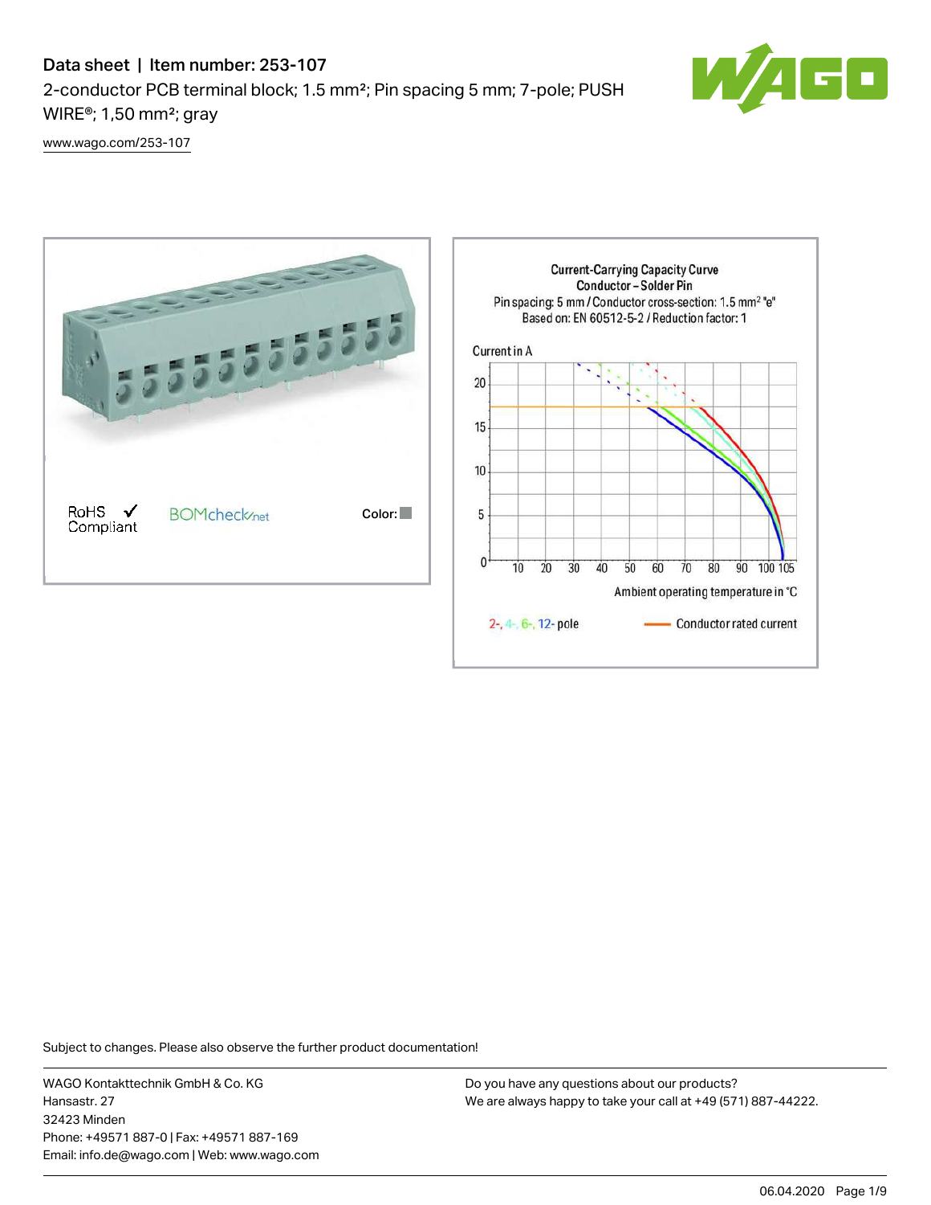# Data sheet | Item number: 253-107

2-conductor PCB terminal block; 1.5 mm²; Pin spacing 5 mm; 7-pole; PUSH WIRE®; 1,50 mm²; gray

www.wago.com/253-107

RoHS Compliant

BOMcheck.net

Color:

Current-Carrying Capacity Curve
Conductor – Solder Pin
Pin spacing: 5 mm / Conductor cross-section: 1.5 mm² "e"
Based on: EN 60512-5-2 / Reduction factor: 1

Current in A

Ambient operating temperature in °C

2-, 4-, 6-, 12- pole

Conductor rated current

Subject to changes. Please also observe the further product documentation!

WAGO Kontakttechnik GmbH & Co. KG
Hansastr. 27
32423 Minden
Phone: +49571 887-0 | Fax: +49571 887-169
Email: info.de@wago.com | Web: www.wago.com

Do you have any questions about our products?
We are always happy to take your call at +49 (571) 887-44222.

06.04.2020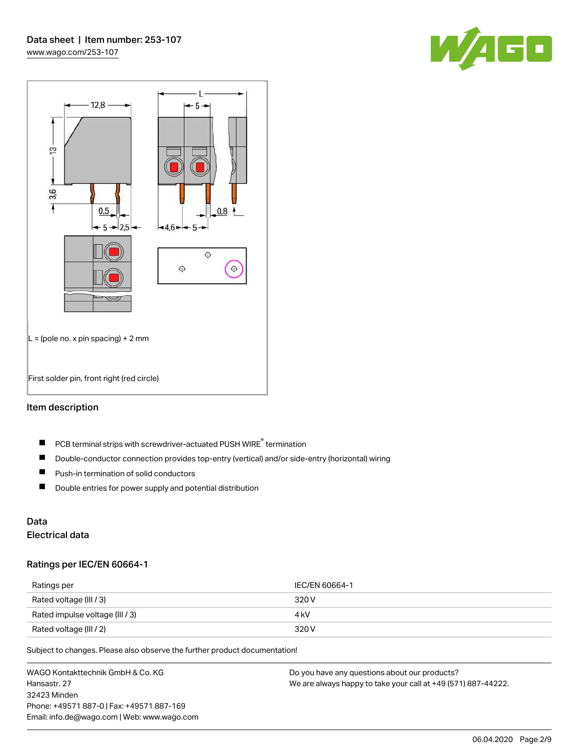L = (pole no. x pin spacing) + 2 mm

First solder pin, front right (red circle)

## Item description

- PCB terminal strips with screwdriver-actuated PUSH WIRE® termination
- Double-conductor connection provides top-entry (vertical) and/or side-entry (horizontal) wiring
- Push-in termination of solid conductors
- Double entries for power supply and potential distribution

## Data

### Electrical data

### Ratings per IEC/EN 60664-1

| Ratings per | IEC/EN 60664-1 |
| --- | --- |
| Rated voltage (III / 3) | 320 V |
| Rated impulse voltage (III / 3) | 4 kV |
| Rated voltage (III / 2) | 320 V |

Subject to changes. Please also observe the further product documentation!

WAGO Kontakttechnik GmbH & Co. KG
Hansastr. 27
32423 Minden
Phone: +49571 887-0 | Fax: +49571 887-169
Email: info.de@wago.com | Web: www.wago.com

Do you have any questions about our products?
We are always happy to take your call at +49 (571) 887-44222.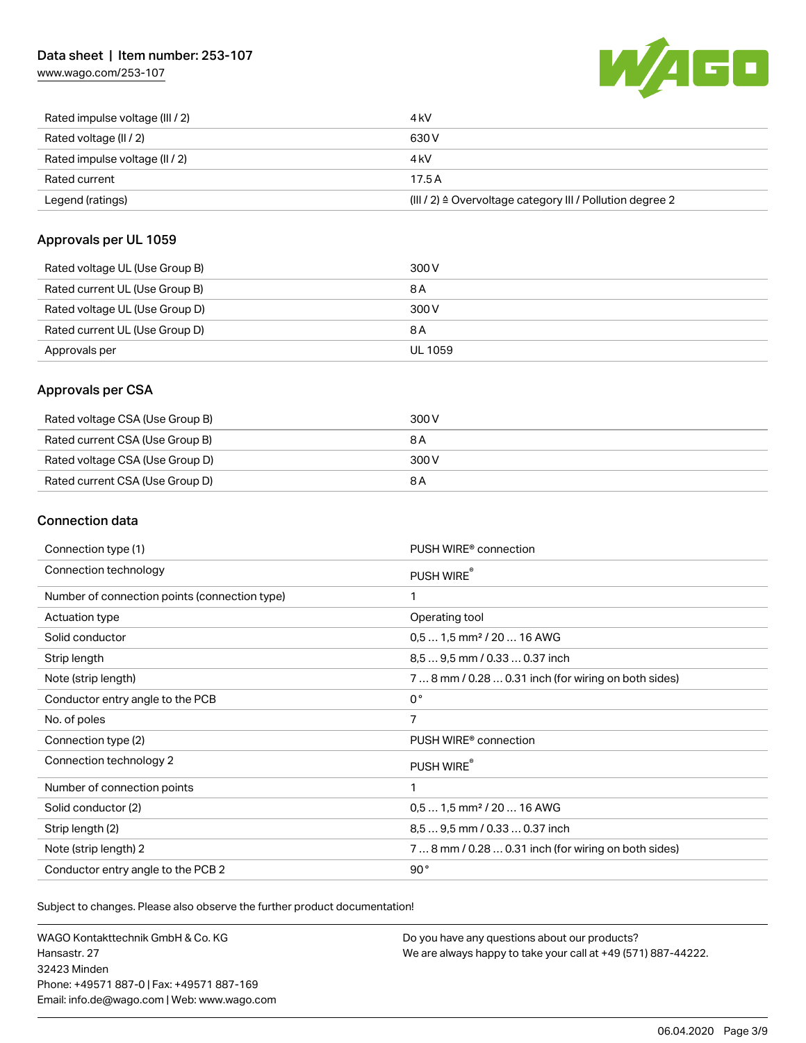| | |
|---|---|
| Rated impulse voltage (III / 2) | 4 kV |
| Rated voltage (II / 2) | 630 V |
| Rated impulse voltage (II / 2) | 4 kV |
| Rated current | 17.5 A |
| Legend (ratings) | (III / 2) ≙ Overvoltage category III / Pollution degree 2 |

## Approvals per UL 1059

| | |
|---|---|
| Rated voltage UL (Use Group B) | 300 V |
| Rated current UL (Use Group B) | 8 A |
| Rated voltage UL (Use Group D) | 300 V |
| Rated current UL (Use Group D) | 8 A |
| Approvals per | UL 1059 |

## Approvals per CSA

| | |
|---|---|
| Rated voltage CSA (Use Group B) | 300 V |
| Rated current CSA (Use Group B) | 8 A |
| Rated voltage CSA (Use Group D) | 300 V |
| Rated current CSA (Use Group D) | 8 A |

## Connection data

| | |
|---|---|
| Connection type (1) | PUSH WIRE® connection |
| Connection technology | PUSH WIRE® |
| Number of connection points (connection type) | 1 |
| Actuation type | Operating tool |
| Solid conductor | 0,5 … 1,5 mm² / 20 … 16 AWG |
| Strip length | 8,5 … 9,5 mm / 0.33 … 0.37 inch |
| Note (strip length) | 7 … 8 mm / 0.28 … 0.31 inch (for wiring on both sides) |
| Conductor entry angle to the PCB | 0 ° |
| No. of poles | 7 |
| Connection type (2) | PUSH WIRE® connection |
| Connection technology 2 | PUSH WIRE® |
| Number of connection points | 1 |
| Solid conductor (2) | 0,5 … 1,5 mm² / 20 … 16 AWG |
| Strip length (2) | 8,5 … 9,5 mm / 0.33 … 0.37 inch |
| Note (strip length) 2 | 7 … 8 mm / 0.28 … 0.31 inch (for wiring on both sides) |
| Conductor entry angle to the PCB 2 | 90 ° |

Subject to changes. Please also observe the further product documentation!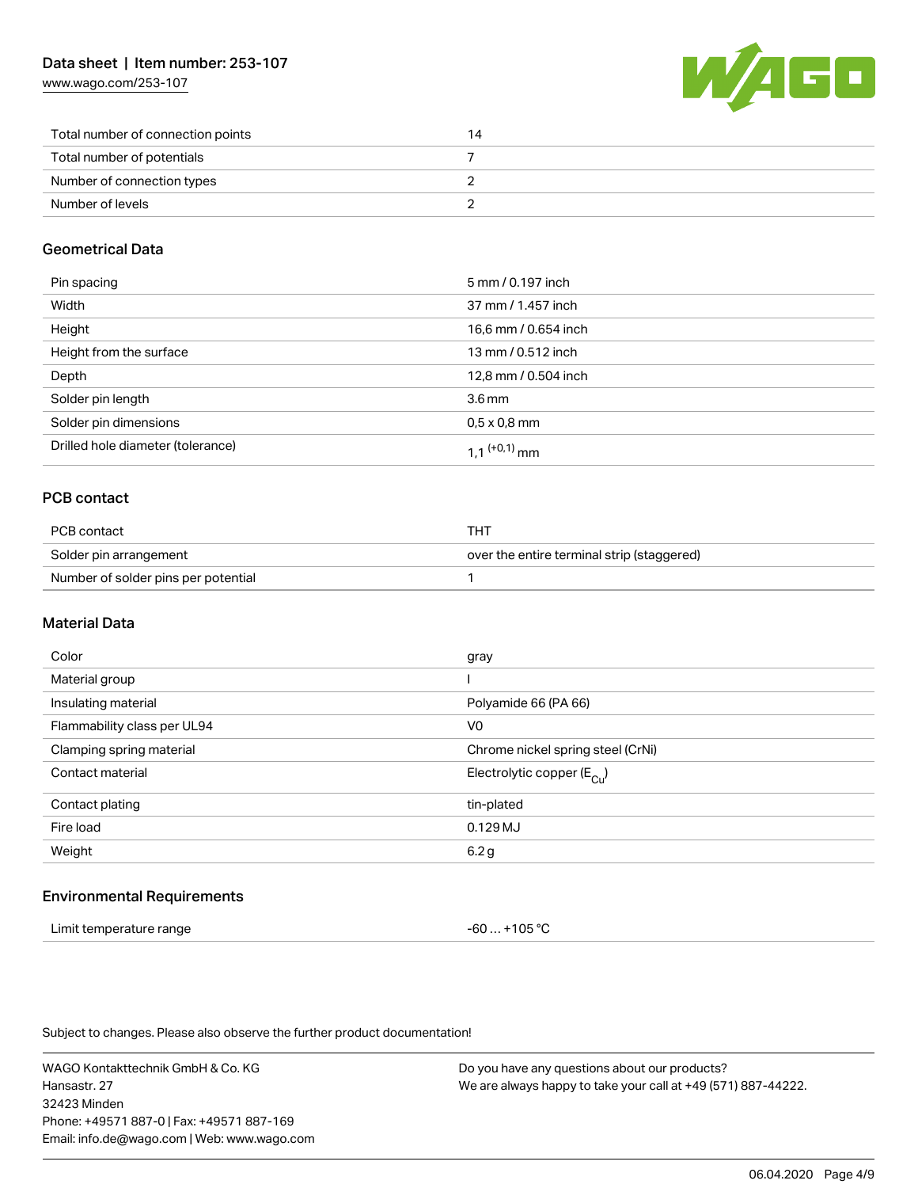| | |
|---|---|
| Total number of connection points | 14 |
| Total number of potentials | 7 |
| Number of connection types | 2 |
| Number of levels | 2 |

## Geometrical Data

| | |
|---|---|
| Pin spacing | 5 mm / 0.197 inch |
| Width | 37 mm / 1.457 inch |
| Height | 16,6 mm / 0.654 inch |
| Height from the surface | 13 mm / 0.512 inch |
| Depth | 12,8 mm / 0.504 inch |
| Solder pin length | 3.6 mm |
| Solder pin dimensions | 0,5 x 0,8 mm |
| Drilled hole diameter (tolerance) | $1{,}1^{(+0{,}1)}$ mm |

## PCB contact

| | |
|---|---|
| PCB contact | THT |
| Solder pin arrangement | over the entire terminal strip (staggered) |
| Number of solder pins per potential | 1 |

## Material Data

| | |
|---|---|
| Color | gray |
| Material group | I |
| Insulating material | Polyamide 66 (PA 66) |
| Flammability class per UL94 | V0 |
| Clamping spring material | Chrome nickel spring steel (CrNi) |
| Contact material | Electrolytic copper ($E_{Cu}$) |
| Contact plating | tin-plated |
| Fire load | 0.129 MJ |
| Weight | 6.2 g |

## Environmental Requirements

| | |
|---|---|
| Limit temperature range | -60 … +105 °C |

Subject to changes. Please also observe the further product documentation!

WAGO Kontakttechnik GmbH & Co. KG
Hansastr. 27
32423 Minden
Phone: +49571 887-0 | Fax: +49571 887-169
Email: info.de@wago.com | Web: www.wago.com

Do you have any questions about our products?
We are always happy to take your call at +49 (571) 887-44222.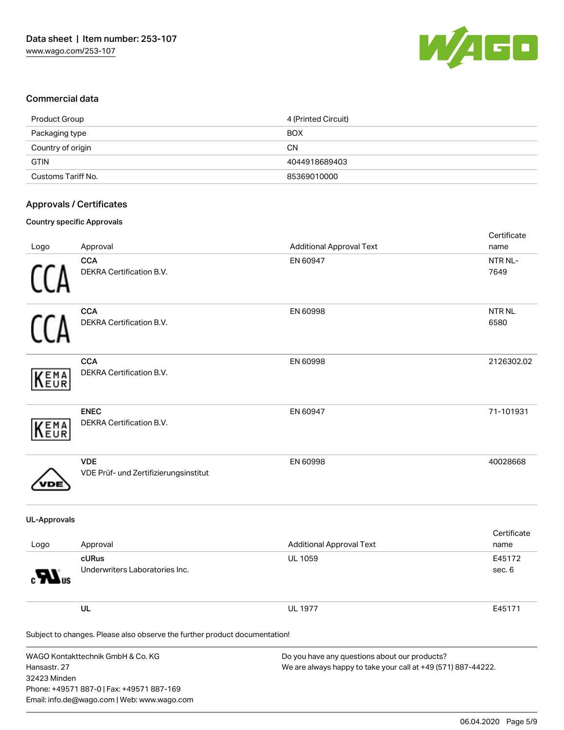## Commercial data

| | |
|---|---|
| Product Group | 4 (Printed Circuit) |
| Packaging type | BOX |
| Country of origin | CN |
| GTIN | 4044918689403 |
| Customs Tariff No. | 85369010000 |

## Approvals / Certificates

### Country specific Approvals

| Logo | Approval | Additional Approval Text | Certificate name |
|---|---|---|---|
| | **CCA**<br>DEKRA Certification B.V. | EN 60947 | NTR NL-7649 |
| | **CCA**<br>DEKRA Certification B.V. | EN 60998 | NTR NL 6580 |
| | **CCA**<br>DEKRA Certification B.V. | EN 60998 | 2126302.02 |
| | **ENEC**<br>DEKRA Certification B.V. | EN 60947 | 71-101931 |
| | **VDE**<br>VDE Prüf- und Zertifizierungsinstitut | EN 60998 | 40028668 |

### UL-Approvals

| Logo | Approval | Additional Approval Text | Certificate name |
|---|---|---|---|
| | **cURus**<br>Underwriters Laboratories Inc. | UL 1059 | E45172 sec. 6 |
| | **UL** | UL 1977 | E45171 |

Subject to changes. Please also observe the further product documentation!

WAGO Kontakttechnik GmbH & Co. KG
Hansastr. 27
32423 Minden
Phone: +49571 887-0 | Fax: +49571 887-169
Email: info.de@wago.com | Web: www.wago.com

Do you have any questions about our products?
We are always happy to take your call at +49 (571) 887-44222.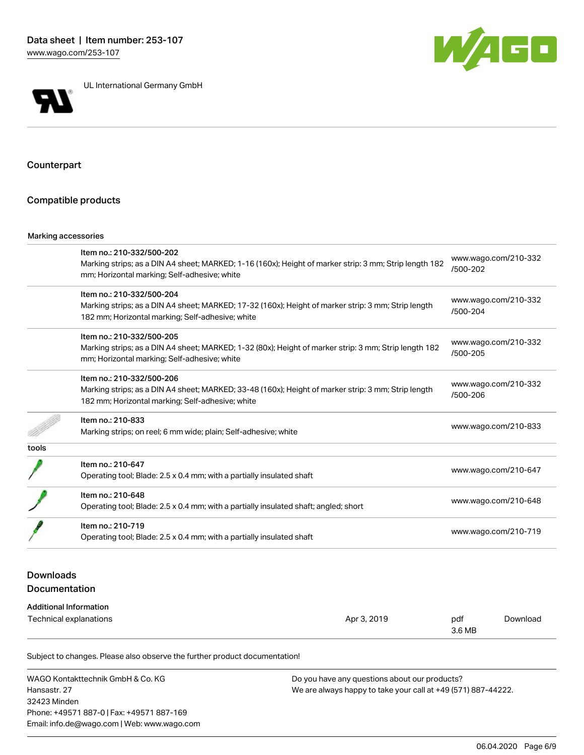UL International Germany GmbH

## Counterpart

## Compatible products

| Marking accessories | | |
| --- | --- | --- |
| | Item no.: 210-332/500-202<br>Marking strips; as a DIN A4 sheet; MARKED; 1-16 (160x); Height of marker strip: 3 mm; Strip length 182 mm; Horizontal marking; Self-adhesive; white | www.wago.com/210-332/500-202 |
| | Item no.: 210-332/500-204<br>Marking strips; as a DIN A4 sheet; MARKED; 17-32 (160x); Height of marker strip: 3 mm; Strip length 182 mm; Horizontal marking; Self-adhesive; white | www.wago.com/210-332/500-204 |
| | Item no.: 210-332/500-205<br>Marking strips; as a DIN A4 sheet; MARKED; 1-32 (80x); Height of marker strip: 3 mm; Strip length 182 mm; Horizontal marking; Self-adhesive; white | www.wago.com/210-332/500-205 |
| | Item no.: 210-332/500-206<br>Marking strips; as a DIN A4 sheet; MARKED; 33-48 (160x); Height of marker strip: 3 mm; Strip length 182 mm; Horizontal marking; Self-adhesive; white | www.wago.com/210-332/500-206 |
| | Item no.: 210-833<br>Marking strips; on reel; 6 mm wide; plain; Self-adhesive; white | www.wago.com/210-833 |
| tools | | |
| | Item no.: 210-647<br>Operating tool; Blade: 2.5 x 0.4 mm; with a partially insulated shaft | www.wago.com/210-647 |
| | Item no.: 210-648<br>Operating tool; Blade: 2.5 x 0.4 mm; with a partially insulated shaft; angled; short | www.wago.com/210-648 |
| | Item no.: 210-719<br>Operating tool; Blade: 2.5 x 0.4 mm; with a partially insulated shaft | www.wago.com/210-719 |

## Downloads

## Documentation

| Additional Information | | | |
| --- | --- | --- | --- |
| Technical explanations | Apr 3, 2019 | pdf<br>3.6 MB | Download |

Subject to changes. Please also observe the further product documentation!

WAGO Kontakttechnik GmbH & Co. KG
Hansastr. 27
32423 Minden
Phone: +49571 887-0 | Fax: +49571 887-169
Email: info.de@wago.com | Web: www.wago.com

Do you have any questions about our products?
We are always happy to take your call at +49 (571) 887-44222.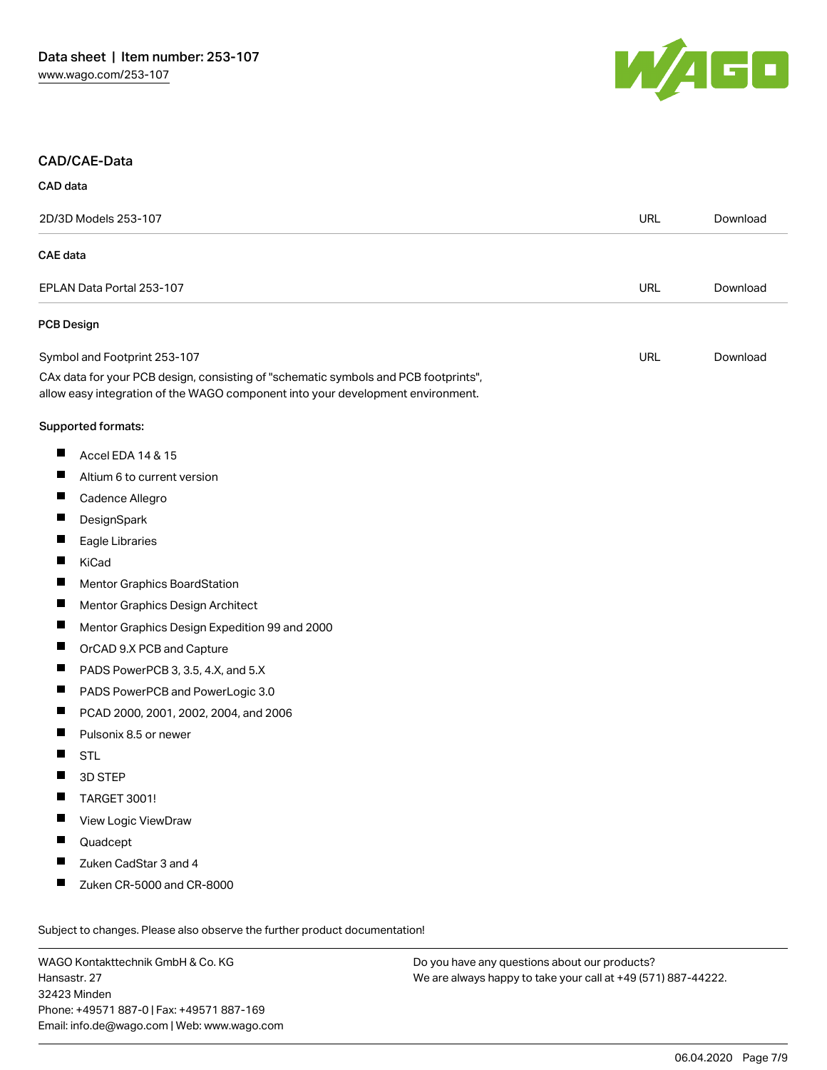## CAD/CAE-Data

### CAD data

| 2D/3D Models 253-107 | URL | Download |
| --- | --- | --- |

### CAE data

| EPLAN Data Portal 253-107 | URL | Download |
| --- | --- | --- |

### PCB Design

| Symbol and Footprint 253-107 | URL | Download |
| --- | --- | --- |

CAx data for your PCB design, consisting of "schematic symbols and PCB footprints", allow easy integration of the WAGO component into your development environment.

Supported formats:

- Accel EDA 14 & 15
- Altium 6 to current version
- Cadence Allegro
- DesignSpark
- Eagle Libraries
- KiCad
- Mentor Graphics BoardStation
- Mentor Graphics Design Architect
- Mentor Graphics Design Expedition 99 and 2000
- OrCAD 9.X PCB and Capture
- PADS PowerPCB 3, 3.5, 4.X, and 5.X
- PADS PowerPCB and PowerLogic 3.0
- PCAD 2000, 2001, 2002, 2004, and 2006
- Pulsonix 8.5 or newer
- STL
- 3D STEP
- TARGET 3001!
- View Logic ViewDraw
- Quadcept
- Zuken CadStar 3 and 4
- Zuken CR-5000 and CR-8000

Subject to changes. Please also observe the further product documentation!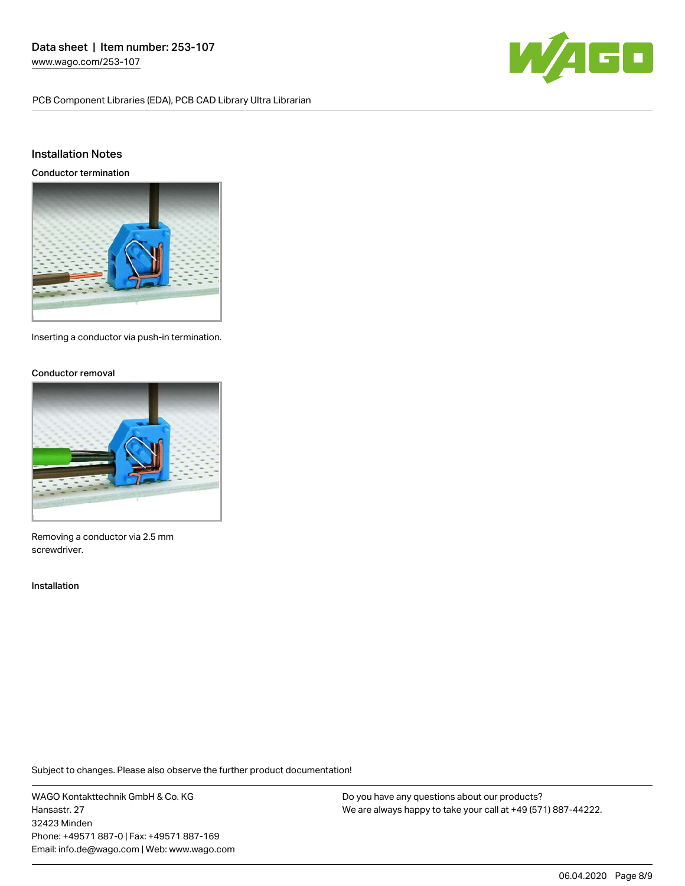## Installation Notes

### Conductor termination

Inserting a conductor via push-in termination.

### Conductor removal

Removing a conductor via 2.5 mm screwdriver.

### Installation

Subject to changes. Please also observe the further product documentation!

WAGO Kontakttechnik GmbH & Co. KG
Hansastr. 27
32423 Minden
Phone: +49571 887-0 | Fax: +49571 887-169
Email: info.de@wago.com | Web: www.wago.com

Do you have any questions about our products?
We are always happy to take your call at +49 (571) 887-44222.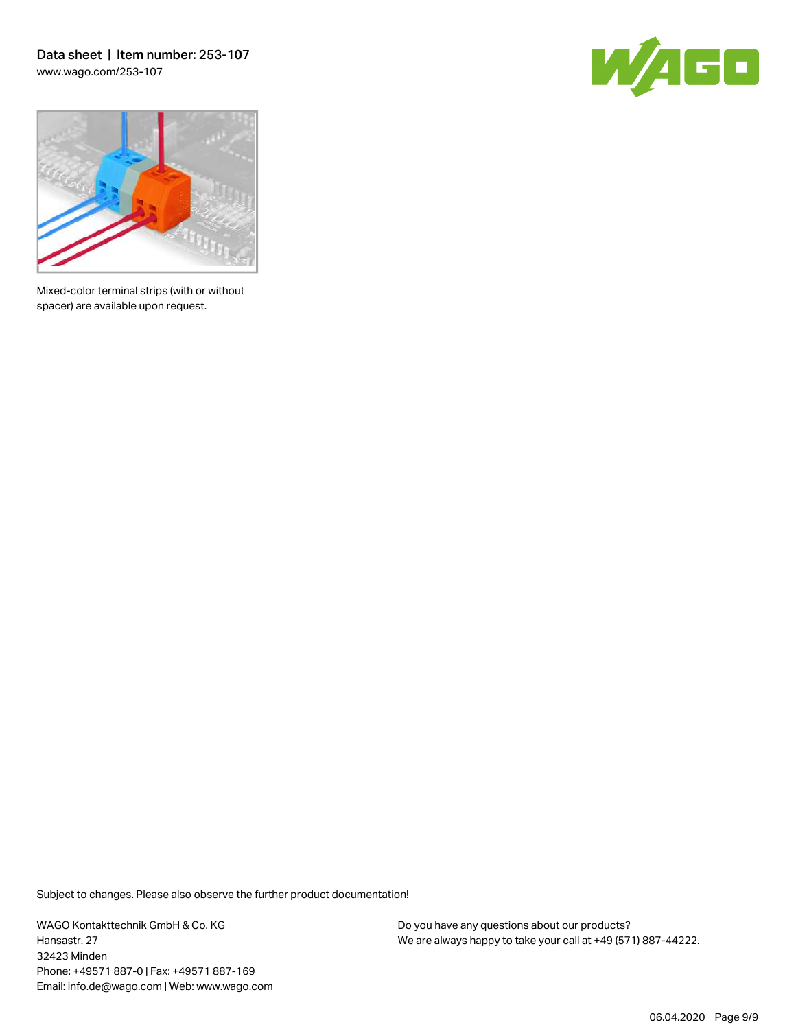Mixed-color terminal strips (with or without spacer) are available upon request.